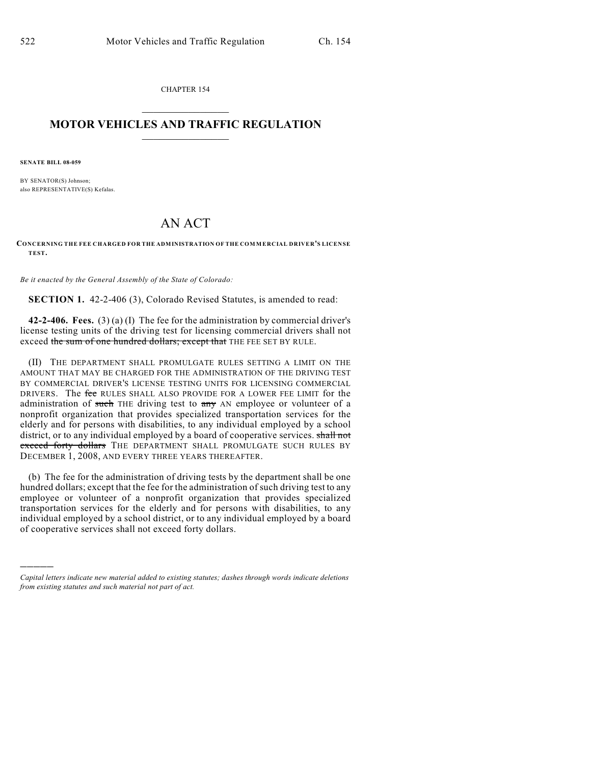CHAPTER 154

# MOTOR VEHICLES AND TRAFFIC REGULATION

**SENATE BILL 08-059**

BY SENATOR(S) Johnson;
also REPRESENTATIVE(S) Kefalas.

# AN ACT

**CONCERNING THE FEE CHARGED FOR THE ADMINISTRATION OF THE COMMERCIAL DRIVER'S LICENSE TEST.**

*Be it enacted by the General Assembly of the State of Colorado:*

**SECTION 1.** 42-2-406 (3), Colorado Revised Statutes, is amended to read:

**42-2-406. Fees.** (3) (a) (I) The fee for the administration by commercial driver's license testing units of the driving test for licensing commercial drivers shall not exceed ~~the sum of one hundred dollars; except that~~ THE FEE SET BY RULE.

(II) THE DEPARTMENT SHALL PROMULGATE RULES SETTING A LIMIT ON THE AMOUNT THAT MAY BE CHARGED FOR THE ADMINISTRATION OF THE DRIVING TEST BY COMMERCIAL DRIVER'S LICENSE TESTING UNITS FOR LICENSING COMMERCIAL DRIVERS. The ~~fee~~ RULES SHALL ALSO PROVIDE FOR A LOWER FEE LIMIT for the administration of ~~such~~ THE driving test to ~~any~~ AN employee or volunteer of a nonprofit organization that provides specialized transportation services for the elderly and for persons with disabilities, to any individual employed by a school district, or to any individual employed by a board of cooperative services. ~~shall not exceed forty dollars~~ THE DEPARTMENT SHALL PROMULGATE SUCH RULES BY DECEMBER 1, 2008, AND EVERY THREE YEARS THEREAFTER.

(b) The fee for the administration of driving tests by the department shall be one hundred dollars; except that the fee for the administration of such driving test to any employee or volunteer of a nonprofit organization that provides specialized transportation services for the elderly and for persons with disabilities, to any individual employed by a school district, or to any individual employed by a board of cooperative services shall not exceed forty dollars.

---

*Capital letters indicate new material added to existing statutes; dashes through words indicate deletions from existing statutes and such material not part of act.*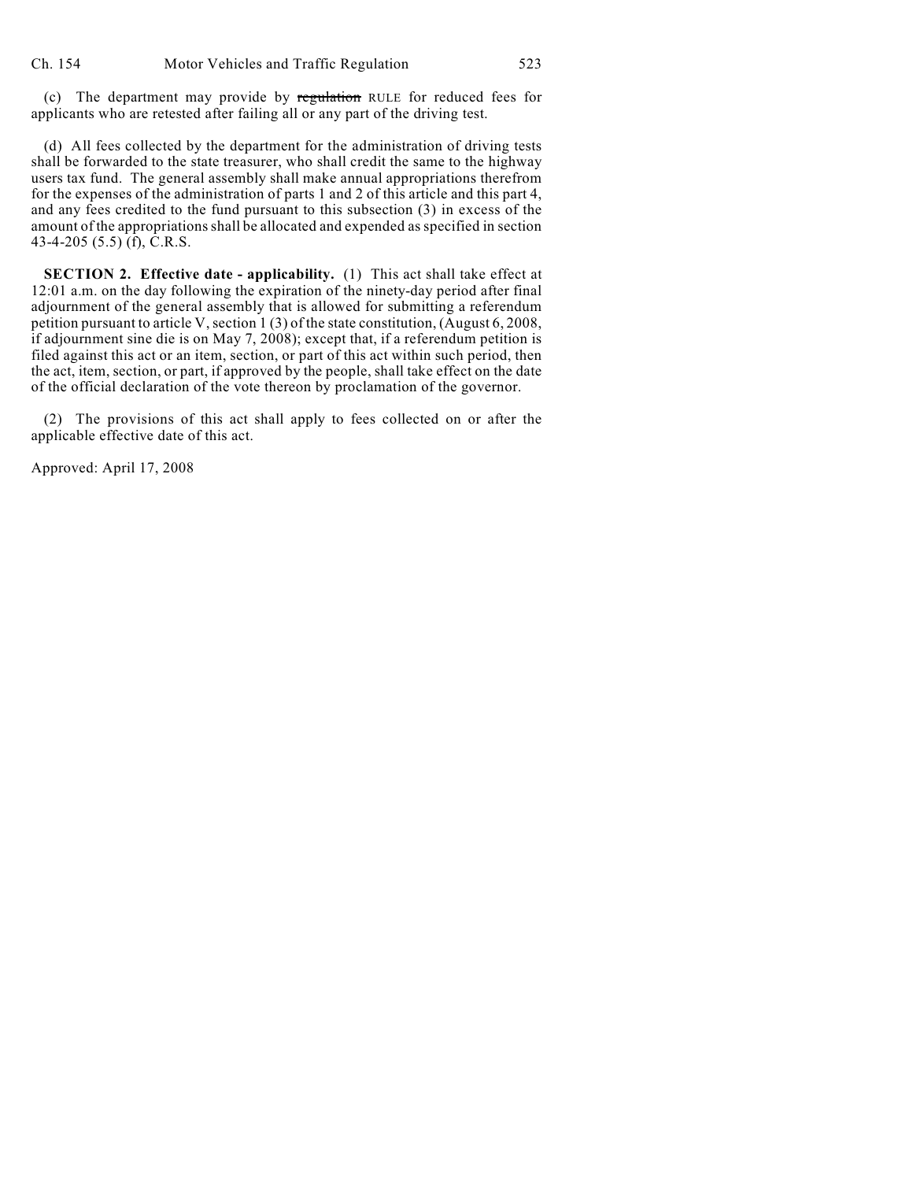(c) The department may provide by ~~regulation~~ RULE for reduced fees for applicants who are retested after failing all or any part of the driving test.

(d) All fees collected by the department for the administration of driving tests shall be forwarded to the state treasurer, who shall credit the same to the highway users tax fund. The general assembly shall make annual appropriations therefrom for the expenses of the administration of parts 1 and 2 of this article and this part 4, and any fees credited to the fund pursuant to this subsection (3) in excess of the amount of the appropriations shall be allocated and expended as specified in section 43-4-205 (5.5) (f), C.R.S.

**SECTION 2. Effective date - applicability.** (1) This act shall take effect at 12:01 a.m. on the day following the expiration of the ninety-day period after final adjournment of the general assembly that is allowed for submitting a referendum petition pursuant to article V, section 1 (3) of the state constitution, (August 6, 2008, if adjournment sine die is on May 7, 2008); except that, if a referendum petition is filed against this act or an item, section, or part of this act within such period, then the act, item, section, or part, if approved by the people, shall take effect on the date of the official declaration of the vote thereon by proclamation of the governor.

(2) The provisions of this act shall apply to fees collected on or after the applicable effective date of this act.

Approved: April 17, 2008